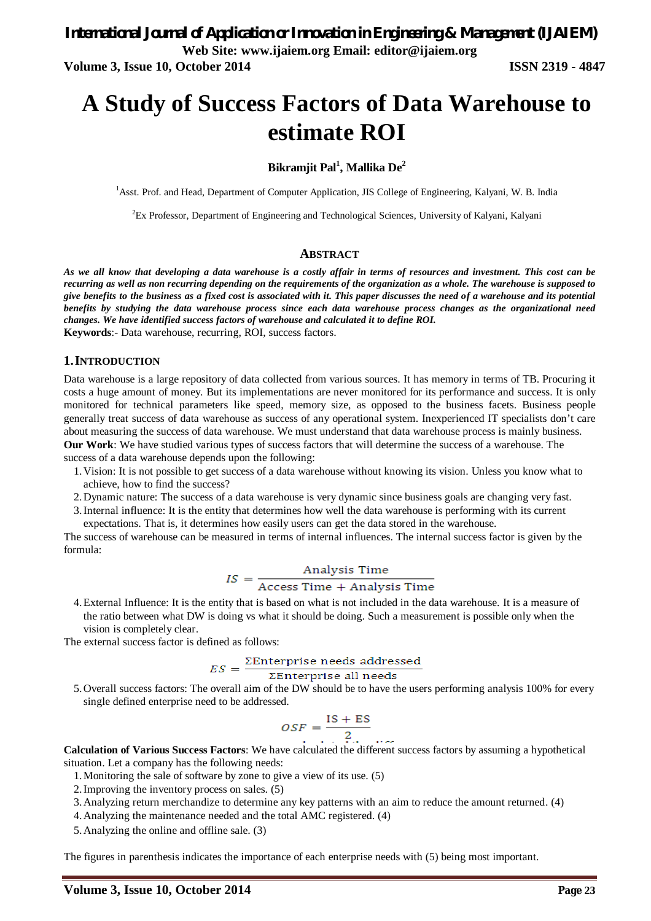# A Study of Success Factors of Data Warehouse to estimate ROI

**Bikramjit Pal[1], Mallika De[2]**

[1]Asst. Prof. and Head, Department of Computer Application, JIS College of Engineering, Kalyani, W. B. India

[2]Ex Professor, Department of Engineering and Technological Sciences, University of Kalyani, Kalyani

## Abstract

***As we all know that developing a data warehouse is a costly affair in terms of resources and investment. This cost can be recurring as well as non recurring depending on the requirements of the organization as a whole. The warehouse is supposed to give benefits to the business as a fixed cost is associated with it. This paper discusses the need of a warehouse and its potential benefits by studying the data warehouse process since each data warehouse process changes as the organizational need changes. We have identified success factors of warehouse and calculated it to define ROI.***

**Keywords**:- Data warehouse, recurring, ROI, success factors.

## 1. Introduction

Data warehouse is a large repository of data collected from various sources. It has memory in terms of TB. Procuring it costs a huge amount of money. But its implementations are never monitored for its performance and success. It is only monitored for technical parameters like speed, memory size, as opposed to the business facets. Business people generally treat success of data warehouse as success of any operational system. Inexperienced IT specialists don't care about measuring the success of data warehouse. We must understand that data warehouse process is mainly business.

**Our Work**: We have studied various types of success factors that will determine the success of a warehouse. The success of a data warehouse depends upon the following:

1. Vision: It is not possible to get success of a data warehouse without knowing its vision. Unless you know what to achieve, how to find the success?
2. Dynamic nature: The success of a data warehouse is very dynamic since business goals are changing very fast.
3. Internal influence: It is the entity that determines how well the data warehouse is performing with its current expectations. That is, it determines how easily users can get the data stored in the warehouse.

The success of warehouse can be measured in terms of internal influences. The internal success factor is given by the formula:

$$IS = \frac{\text{Analysis Time}}{\text{Access Time} + \text{Analysis Time}}$$

4. External Influence: It is the entity that is based on what is not included in the data warehouse. It is a measure of the ratio between what DW is doing vs what it should be doing. Such a measurement is possible only when the vision is completely clear.

The external success factor is defined as follows:

$$ES = \frac{\Sigma\text{Enterprise needs addressed}}{\Sigma\text{Enterprise all needs}}$$

5. Overall success factors: The overall aim of the DW should be to have the users performing analysis 100% for every single defined enterprise need to be addressed.

$$OSF = \frac{\text{IS} + \text{ES}}{2}$$

**Calculation of Various Success Factors**: We have calculated the different success factors by assuming a hypothetical situation. Let a company has the following needs:

1. Monitoring the sale of software by zone to give a view of its use. (5)
2. Improving the inventory process on sales. (5)
3. Analyzing return merchandize to determine any key patterns with an aim to reduce the amount returned. (4)
4. Analyzing the maintenance needed and the total AMC registered. (4)
5. Analyzing the online and offline sale. (3)

The figures in parenthesis indicates the importance of each enterprise needs with (5) being most important.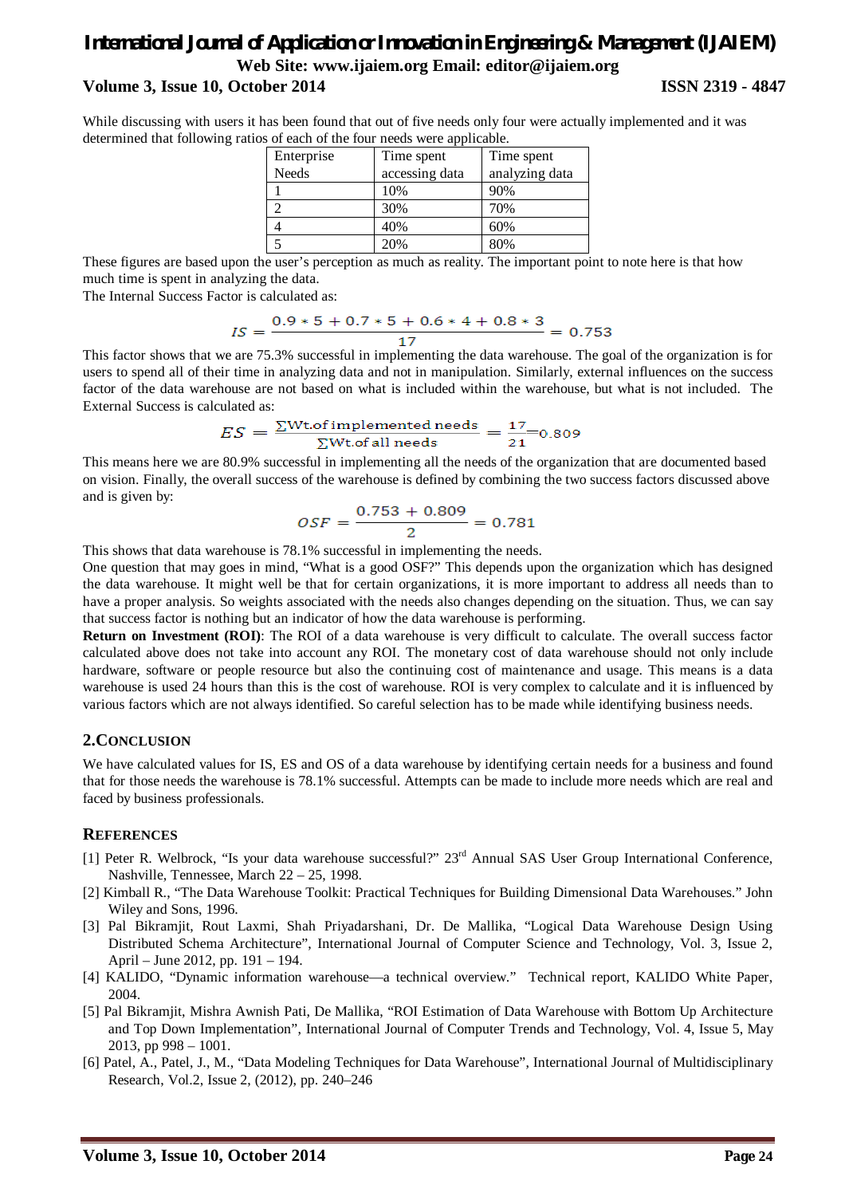While discussing with users it has been found that out of five needs only four were actually implemented and it was determined that following ratios of each of the four needs were applicable.

| Enterprise Needs | Time spent accessing data | Time spent analyzing data |
|---|---|---|
| 1 | 10% | 90% |
| 2 | 30% | 70% |
| 4 | 40% | 60% |
| 5 | 20% | 80% |

These figures are based upon the user's perception as much as reality. The important point to note here is that how much time is spent in analyzing the data.

The Internal Success Factor is calculated as:

$$IS = \frac{0.9 * 5 + 0.7 * 5 + 0.6 * 4 + 0.8 * 3}{17} = 0.753$$

This factor shows that we are 75.3% successful in implementing the data warehouse. The goal of the organization is for users to spend all of their time in analyzing data and not in manipulation. Similarly, external influences on the success factor of the data warehouse are not based on what is included within the warehouse, but what is not included. The External Success is calculated as:

$$ES = \frac{\sum \text{Wt.of implemented needs}}{\sum \text{Wt.of all needs}} = \frac{17}{21} = 0.809$$

This means here we are 80.9% successful in implementing all the needs of the organization that are documented based on vision. Finally, the overall success of the warehouse is defined by combining the two success factors discussed above and is given by:

$$OSF = \frac{0.753 + 0.809}{2} = 0.781$$

This shows that data warehouse is 78.1% successful in implementing the needs.

One question that may goes in mind, "What is a good OSF?" This depends upon the organization which has designed the data warehouse. It might well be that for certain organizations, it is more important to address all needs than to have a proper analysis. So weights associated with the needs also changes depending on the situation. Thus, we can say that success factor is nothing but an indicator of how the data warehouse is performing.

**Return on Investment (ROI)**: The ROI of a data warehouse is very difficult to calculate. The overall success factor calculated above does not take into account any ROI. The monetary cost of data warehouse should not only include hardware, software or people resource but also the continuing cost of maintenance and usage. This means is a data warehouse is used 24 hours than this is the cost of warehouse. ROI is very complex to calculate and it is influenced by various factors which are not always identified. So careful selection has to be made while identifying business needs.

## 2. CONCLUSION

We have calculated values for IS, ES and OS of a data warehouse by identifying certain needs for a business and found that for those needs the warehouse is 78.1% successful. Attempts can be made to include more needs which are real and faced by business professionals.

## REFERENCES

[1] Peter R. Welbrock, "Is your data warehouse successful?" 23rd Annual SAS User Group International Conference, Nashville, Tennessee, March 22 – 25, 1998.

[2] Kimball R., "The Data Warehouse Toolkit: Practical Techniques for Building Dimensional Data Warehouses." John Wiley and Sons, 1996.

[3] Pal Bikramjit, Rout Laxmi, Shah Priyadarshani, Dr. De Mallika, "Logical Data Warehouse Design Using Distributed Schema Architecture", International Journal of Computer Science and Technology, Vol. 3, Issue 2, April – June 2012, pp. 191 – 194.

[4] KALIDO, "Dynamic information warehouse—a technical overview." Technical report, KALIDO White Paper, 2004.

[5] Pal Bikramjit, Mishra Awnish Pati, De Mallika, "ROI Estimation of Data Warehouse with Bottom Up Architecture and Top Down Implementation", International Journal of Computer Trends and Technology, Vol. 4, Issue 5, May 2013, pp 998 – 1001.

[6] Patel, A., Patel, J., M., "Data Modeling Techniques for Data Warehouse", International Journal of Multidisciplinary Research, Vol.2, Issue 2, (2012), pp. 240–246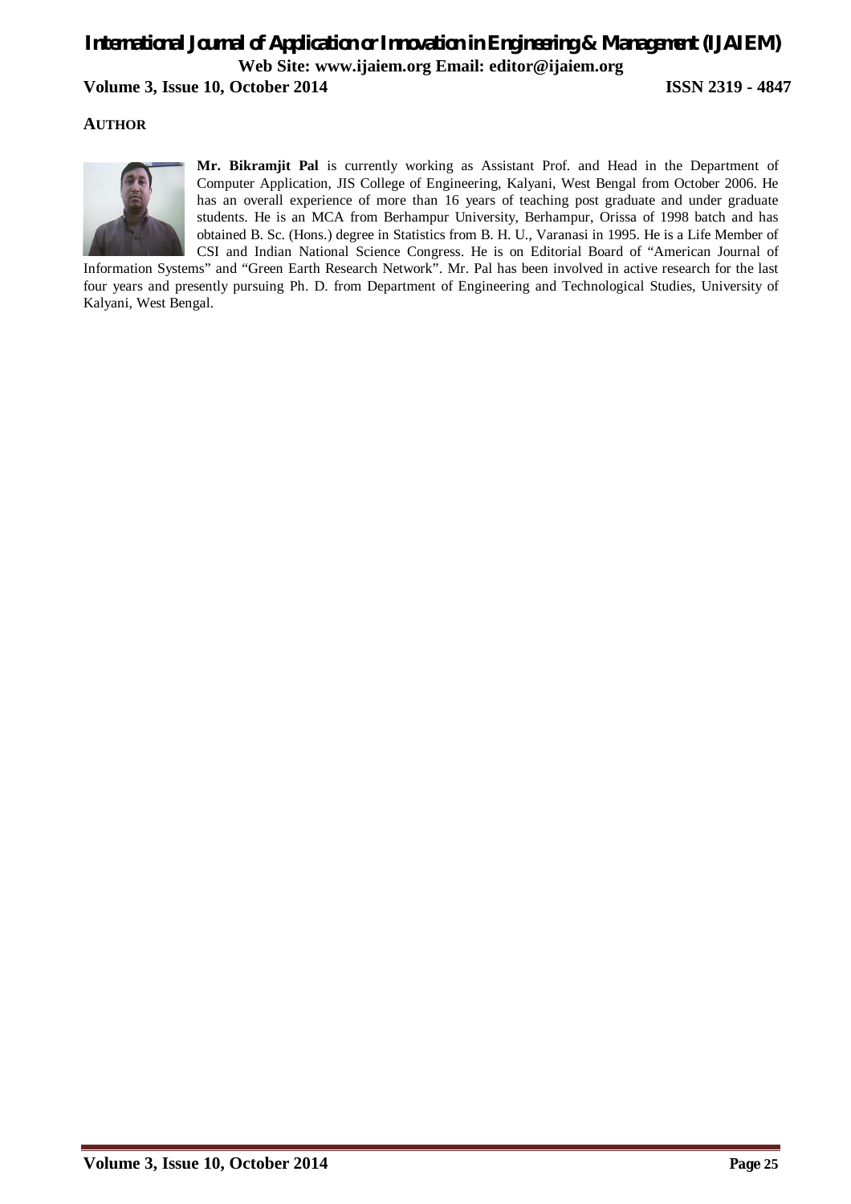## AUTHOR

**Mr. Bikramjit Pal** is currently working as Assistant Prof. and Head in the Department of Computer Application, JIS College of Engineering, Kalyani, West Bengal from October 2006. He has an overall experience of more than 16 years of teaching post graduate and under graduate students. He is an MCA from Berhampur University, Berhampur, Orissa of 1998 batch and has obtained B. Sc. (Hons.) degree in Statistics from B. H. U., Varanasi in 1995. He is a Life Member of CSI and Indian National Science Congress. He is on Editorial Board of "American Journal of Information Systems" and "Green Earth Research Network". Mr. Pal has been involved in active research for the last four years and presently pursuing Ph. D. from Department of Engineering and Technological Studies, University of Kalyani, West Bengal.